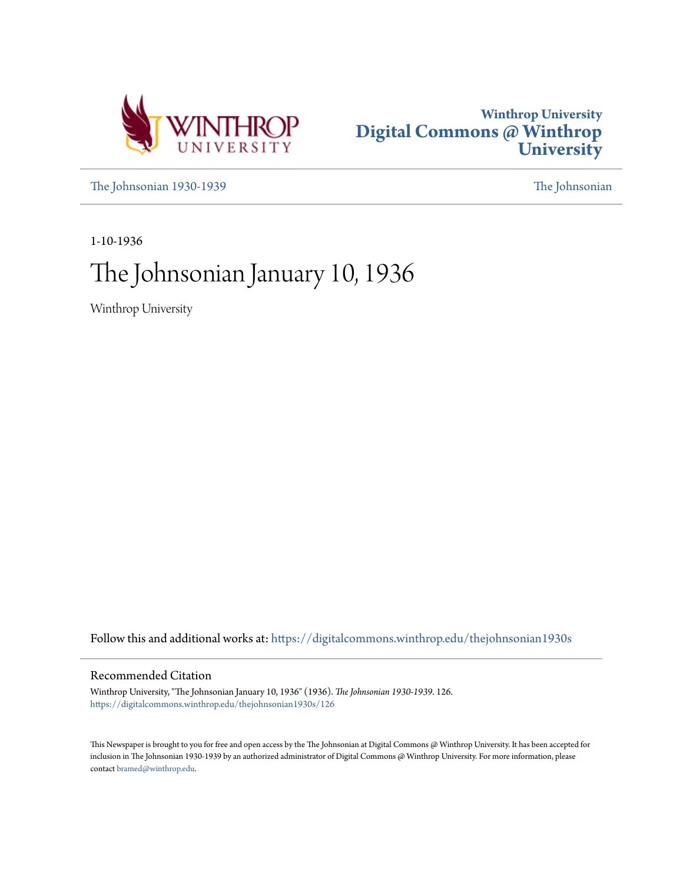Winthrop University
**Digital Commons @ Winthrop University**

The Johnsonian 1930-1939 | The Johnsonian

1-10-1936

# The Johnsonian January 10, 1936

Winthrop University

Follow this and additional works at: https://digitalcommons.winthrop.edu/thejohnsonian1930s

## Recommended Citation

Winthrop University, "The Johnsonian January 10, 1936" (1936). *The Johnsonian 1930-1939*. 126.
https://digitalcommons.winthrop.edu/thejohnsonian1930s/126

This Newspaper is brought to you for free and open access by the The Johnsonian at Digital Commons @ Winthrop University. It has been accepted for inclusion in The Johnsonian 1930-1939 by an authorized administrator of Digital Commons @ Winthrop University. For more information, please contact bramed@winthrop.edu.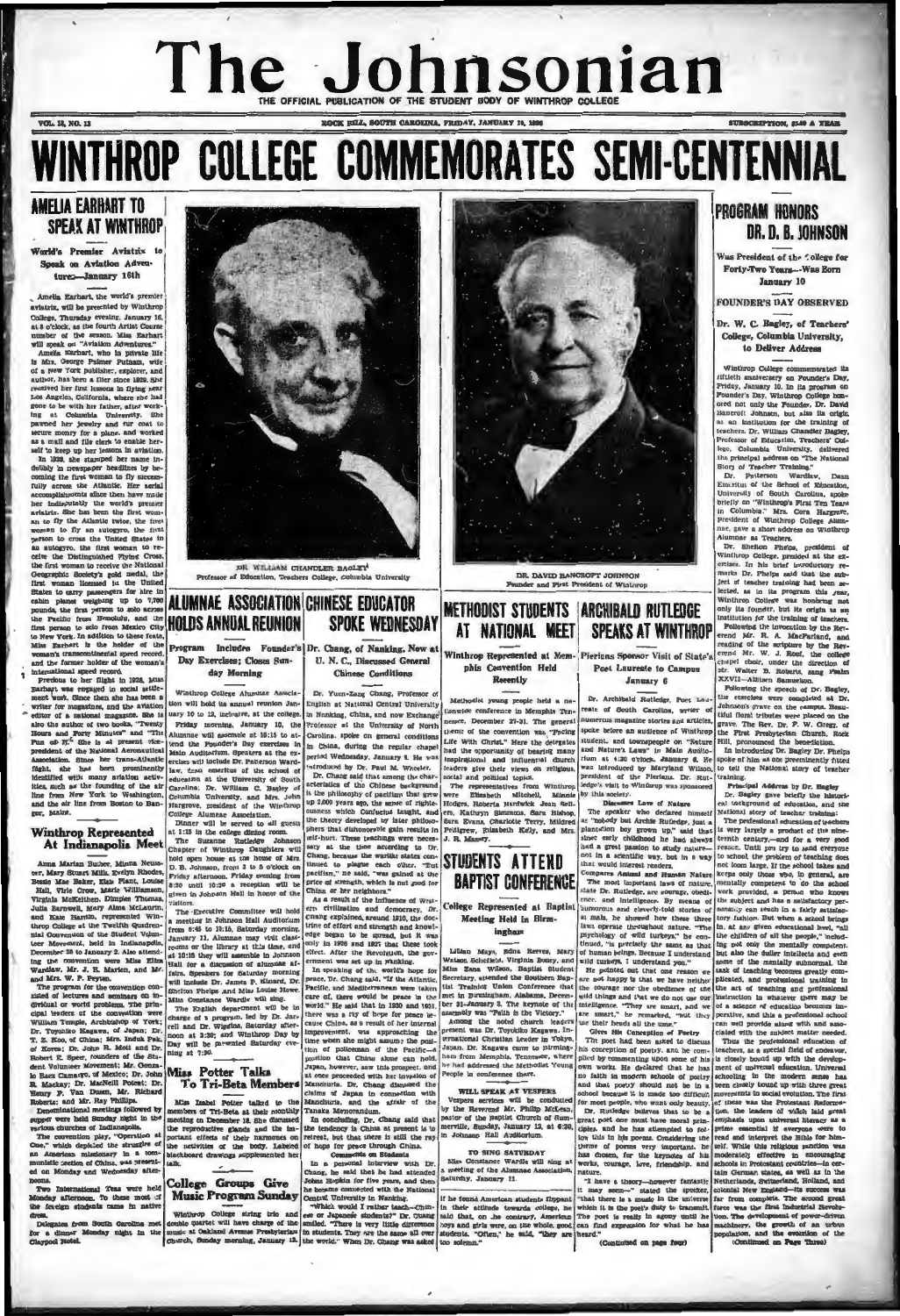# The Johnsonian

THE OFFICIAL PUBLICATION OF THE STUDENT BODY OF WINTHROP COLLEGE

VOL. 13, NO. 13 — ROCK HILL, SOUTH CAROLINA, FRIDAY, JANUARY 10, 1936 — SUBSCRIPTION, $1.00 A YEAR

# WINTHROP COLLEGE COMMEMORATES SEMI-CENTENNIAL

## AMELIA EARHART TO SPEAK AT WINTHROP

**World's Premier Aviatrix to Speak on Aviation Adventures—January 16th**

Amelia Earhart, the world's premier aviatrix, will be presented by Winthrop College, Thursday evening, January 16, at 8 o'clock, as the fourth Artist Course number of the season. Miss Earhart will speak on "Aviation Adventures."

Amelia Earhart, who in private life is Mrs. George Palmer Putnam, wife of a New York publisher, explorer, and author, has been a flier since 1920. She received her first lessons in flying near Los Angeles, California, where she had gone to be with her father, after working at Columbia University. She pawned her jewelry and fur coat to secure money for a plane, and worked as a mail and file clerk to enable herself to keep up her lessons in aviation.

In 1928, she stamped her name indelibly in newspaper headlines by becoming the first woman to fly successfully across the Atlantic. Her serial accomplishments since then have made her indisputably the world's premier aviatrix. She has been the first woman to fly the Atlantic twice, the first woman to fly an autogyro, the first person to cross the United States in an autogyro, the first woman to receive the Distinguished Flying Cross, the first woman to receive the National Geographic Society's gold medal, the first woman licensed in the United States to carry passengers for hire in cabin planes weighing up to 7,000 pounds, the first person to solo across the Pacific from Honolulu, and the first person to solo from Mexico City to New York. In addition to these feats, Miss Earhart is the holder of the woman's transcontinental speed record, and the former holder of the woman's international speed record.

Previous to her flight in 1928, Miss Earhart was engaged in social settlement work. Since then she has been a writer for magazines, and the aviation editor of a national magazine. She is also the author of two books, "Twenty Hours and Forty Minutes" and "The Fun of It." She is at present vice-president of the National Aeronautical Association. Since her trans-Atlantic flight, she has been prominently identified with many aviation activities, such as the founding of the air line from New York to Washington, and the air line from Boston to Bangor, Maine.

## Winthrop Represented At Indianapolis Meet

Anna Marian Bulkes, Minna Neuseter, Mary Stuart Mills, Evelyn Rhodes, Bessie Mae Baker, Elsie Plant, Louise Hall, Virie Crow, Marie Williamson, Virginia McKeithen, Dimples Thomas, Julia Barnwell, Mary Alma McLaurin, and Kate Harrin, represented Winthrop College at the Twelfth Quadrennial Convention of the Student Volunteer Movement, held in Indianapolis, December 28 to January 2. Also attending the convention were Miss Elise Wardlaw, Mr. J. R. Marion, and Mr. and Mrs. W. P. Fryman.

The program for the convention consisted of lectures and seminars on individual or world problems. The principal leaders of the convention were William Temple, Archbishop of York; Dr. Toyohiko Kagawa, of Japan; Dr. T. Z. Koo, of China; Mrs. Induk Pak, of Korea; Dr. John R. Mott and Dr. Robert E. Speer, founders of the Student Volunteer Movement; Mr. Gonzalo Baez Camargo, of Mexico; Dr. John R. Mackay; Dr. MacNeil Poteat; Dr. Henry P. Van Dusen, Mr. Richard Roberts; and Mr. Ray Phillips.

Denominational meetings followed by supper were held Sunday night in the various churches of Indianapolis.

The convention play, "Operation at Ooe," which depicted the struggle of an American missionary in a communistic section of China, was presented on Monday and Wednesday afternoons.

Two International Teas were held Monday afternoon. To these most of the foreign students came in native dress.

Delegates from South Carolina met for a dinner Monday night in the Claypool Hotel.

DR. WILLIAM CHANDLER BAGLEY
Professor of Education, Teachers College, Columbia University

## ALUMNAE ASSOCIATION HOLDS ANNUAL REUNION

**Program Includes Founder's Day Exercises; Closes Sunday Morning**

Winthrop College Alumnae Association will hold its annual reunion January 10 to 12, inclusive, at the college.

Friday morning, January 10, the Alumnae will assemble at 10:15 to attend the Founder's Day exercises in Main Auditorium. Speakers at the exercises will include Dr. Patterson Wardlaw, dean emeritus of the school of education at the University of South Carolina, Dr. William C. Bagley of Columbia University, and Mrs. John Hargrove, president of the Winthrop College Alumnae Association.

Dinner will be served to all guests at 1:15 in the college dining room.

The Suzanne Rutledge Johnson Chapter of Winthrop Daughters will hold open house at the home of Mrs. D. B. Johnson, from 3 to 5 o'clock on Friday afternoon. Friday evening from 8:30 until 10:30 a reception will be given in Johnson Hall in honor of the visitors.

The Executive Committee will hold a meeting in Johnson Hall Auditorium from 8:45 to 10:15, Saturday morning, January 11. Alumnae may visit classrooms or the library at this time, and at 10:15 they will assemble in Johnson Hall for a discussion of alumnae affairs. Speakers for Saturday morning will include Dr. James P. Kinard, Dr. Shelton Phelps and Miss Louise Howe. Miss Constance Wardle will sing.

The English department will be in charge of a program, led by Dr. Jarrell and Dr. Wiggins, Saturday afternoon at 2:30; and Winthrop Day by Day will be presented Saturday evening at 7:30.

## Miss Potter Talks To Tri-Beta Members

Miss Isabel Potter talked to the members of Tri-Beta at their monthly meeting on December 18. She discussed the reproductive glands and the important effects of their harmones on the activities of the body. Labeled blackboard drawings supplemented her talk.

## College Groups Give Music Program Sunday

Winthrop College string trio and double quartet will have charge of the music at Oakland Avenue Presbyterian Church, Sunday morning, January 12.

## CHINESE EDUCATOR SPOKE WEDNESDAY

**Dr. Chang, of Nanking, Now at U. N. C., Discussed General Chinese Conditions**

Dr. Yuen-Zang Chang, Professor of English at National Central University in Nanking, China, and now Exchange Professor at the University of North Carolina, spoke on general conditions in China, during the regular chapel period Wednesday, January 8. He was introduced by Dr. Paul M. Wheeler.

Dr. Chang said that among the characteristics of the Chinese background is the philosophy of pacifism that grew up 2,600 years ago, the sense of righteousness which Confucius taught, and the theory developed by later philosophers that dishonorable gain results in self-hurt. These teachings were necessary at the time according to Dr. Chang, because the warlike states continued to plague each other. "But pacifism," he said, "was gained at the price of strength, which is not good for China or her neighbors."

As a result of the influence of Western civilization and democracy, Dr. Chang explained, around 1910, the doctrine of effort and strength and knowledge began to be spread, but it was only in 1920 and 1921 that these took effect. After the Revolution, the government was set up in Nanking.

In speaking of the world's hope for peace, Dr. Chang said, "If the Atlantic, Pacific, and Mediterranean were taken care of, there would be peace in the world." He said that in 1930 and 1931, there was a ray of hope for peace because China, as a result of her internal improvement, was approaching the time when she might assume the position of policeman of the Pacific—a position that China alone can hold. Japan, however, saw this prospect, and at once proceeded with her invasion of Manchuria. Dr. Chang discussed the claims of Japan in connection with Manchuria, and the affair of the Tanaka Memorandum.

In concluding, Dr. Chang said that the tendency in China at present is to retreat, but that there is still the ray of hope for peace through China.

**Comments on Students**

In a personal interview with Dr. Chang, he said that he had attended Johns Hopkins for five years, and then he became connected with the National Central University in Nanking.

"Which would I rather teach—Chinese or Japanese students?" Dr. Chang smiled. "There is very little difference in students. They are the same all over the world." When Dr. Chang was asked if he found American students flippant in their attitude towards college, he said that, "on the contrary, American boys and girls were, on the whole, good students. "Often," he said, "they are too solemn."

DR. DAVID BANCROFT JOHNSON
Founder and First President of Winthrop

## METHODIST STUDENTS AT NATIONAL MEET

**Winthrop Represented at Memphis Convention Held Recently**

Methodist young people held a nationwide conference in Memphis, Tennessee, December 27-31. The general theme of the convention was "Facing Life With Christ." Here the delegates had the opportunity of hearing many inspirational and influential church leaders give their views on religious, social and political topics.

The representatives from Winthrop were Elizabeth Mitchell, Minnie Hodges, Roberta Hardwick, Jean Sellers, Kathryn Simmons, Sara Bishop, Sara Evans, Charlotte Terry, Mildred Pettigrew, Elizabeth Kelly, and Mrs. J. R. Massey.

## STUDENTS ATTEND BAPTIST CONFERENCE

**College Represented at Baptist Meeting Held in Birmingham**

Lillian Mays, Edna Reeves, Mary Watson Schofield, Virginia Boney, and Miss Rena Wilson, Baptist Student Secretary, attended the Southern Baptist Training Union Conference that met in Birmingham, Alabama, December 31—January 3. The keynote of the assembly was "Faith is the Victory."

Among the noted church leaders present was Dr. Toyohiko Kagawa, International Christian Leader in Tokyo, Japan. Dr. Kagawa came to Birmingham from Memphis, Tennessee, where he had addressed the Methodist Young People in conference there.

**WILL SPEAK AT VESPERS**

Vespers services will be conducted by the Reverend Mr. Philip McLean, pastor of the Baptist Church of Summerville, Sunday, January 12, at 6:30, in Johnson Hall Auditorium.

**TO SING SATURDAY**

Miss Constance Wardle will sing at a meeting of the Alumnae Association, Saturday, January 11.

## ARCHIBALD RUTLEDGE SPEAKS AT WINTHROP

**Pierians Sponsor Visit of State's Poet Laureate to Campus January 6**

Dr. Archibald Rutledge, Poet Laureate of South Carolina, writer of numerous magazine stories and articles, spoke before an audience of Winthrop student and townspeople on "Nature and Nature's Laws" in Main Auditorium at 4:30 o'clock, January 6. He was introduced by Maryland Wilson, president of the Pierians. Dr. Rutledge's visit to Winthrop was sponsored by this society.

**Discusses Laws of Nature**

The speaker who declared himself as "nobody but Archie Rutledge, just a plantation boy grown up," said that since early childhood he had always had a great passion to study nature—not in a scientific way, but in a way that would interest readers.

**Compares Animal and Human Nature**

The most important laws of nature, state Dr. Rutledge, are courage, obedience, and intelligence. By means of humorous and cleverly-told stories of animals, he showed how these three laws operate throughout nature. "The psychology of wild turkeys," he continued, "is precisely the same as that of human beings. Because I understand wild turkeys, I understand you."

He pointed out that one reason we are not happy is that we have neither the courage nor the obedience of the wild things and that we do not use our intelligence. "They are smart, and we are smart," he remarked, "but they use their heads all the time."

**Gives His Conception of Poetry**

The poet had been asked to discuss his conception of poetry, and he complied by commenting upon some of his own works. He declared that he has no faith in modern schools of poetry and that poetry should not be in a school because it is made too difficult for most people, who want only beauty.

Dr. Rutledge believes that to be a great poet one must have moral principles, and he has attempted to follow this in his poems. Considering the theme of poems very important, he has chosen, for the keynotes of his works, courage, love, friendship, and nature.

"I have a theory—however fantastic it may seem—" stated the speaker, "that there is a music in the universe which it is the poet's duty to transmit. The poet is really in agony until he can find expression for what he has heard."

(Continued on page four)

## PROGRAM HONORS DR. D. B. JOHNSON

**Was President of the College for Forty-Two Years—Was Born January 10**

**FOUNDER'S DAY OBSERVED**

**Dr. W. C. Bagley, of Teachers' College, Columbia University, to Deliver Address**

Winthrop College commemorated its fiftieth anniversary on Founder's Day, Friday, January 10. In its program on Founder's Day, Winthrop College honored not only the Founder, Dr. David Bancroft Johnson, but also its origin as an institution for the training of teachers. Dr. William Chandler Bagley, Professor of Education, Teachers' College, Columbia University, delivered the principal address on "The National Story of Teacher Training."

Dr. Patterson Wardlaw, Dean Emeritus of the School of Education, University of South Carolina, spoke briefly on "Winthrop's First Ten Years in Columbia." Mrs. Cora Hargrove, President of Winthrop College Alumnae, gave a short address on Winthrop Alumnae as Teachers.

Dr. Shelton Phelps, president of Winthrop College, presided at the exercises. In his brief introductory remarks Dr. Phelps said that the subject of teacher training had been selected, as in this program this year, Winthrop College was honoring not only its founder, but its origin as an institution for the training of teachers.

Following the invocation by the Reverend Mr. R. A. MacFarland, and reading of the scripture by the Reverend Mr. W. J. Reef, the college chapel choir, under the direction of Mr. Walter B. Roberts, sang Psalm XXVII—Allison Samuelson.

Following the speech of Dr. Bagley, the exercises were completed at Dr. Johnson's grave on the campus. Beautiful floral tributes were placed on the grave. The Rev. Dr. F. W. Gregg, of the First Presbyterian Church, Rock Hill, pronounced the benediction.

In introducing Dr. Bagley Dr. Phelps spoke of him as one preeminently fitted to tell the National story of teacher training.

**Principal Address by Dr. Bagley**

Dr. Bagley gave briefly the historical background of education, and the National story of teacher training:

The professional education of teachers is very largely a product of the nineteenth century—and for a very good reason. Until we try to send everyone to school the problem of teaching does not loom large. If the school takes and keeps only those who, in general, are mentally competent to do the school work provided, a person who knows the subject and has a satisfactory personality can teach in a fairly satisfactory fashion. But when a school brings in, at any given educational level, "all the children of all the people," including not only the mentally competent but also the duller intellects and even some of the mentally subnormal, the task of teaching becomes greatly complicated, and professional training in the art of teaching and professional instruction in whatever there may be of a science of education become imperative, and this a professional school can well provide along with and associated with the subject matter needed.

Thus the professional education of teachers, as a special field of endeavor, is closely bound up with the development of universal education. Universal schooling in the modern sense has been closely bound up with three great movements in social evolution. The first of these was the Protestant Reformation, the leaders of which laid great emphasis upon universal literacy as a prime essential if everyone were to read and interpret the Bible for himself. While this religious sanction was moderately effective in encouraging schools in Protestant countries—in certain German states, as well as in the Netherlands, Switzerland, Holland, and colonial New England—its success was far from complete. The second great force was the first Industrial Revolution. The development of power-driven machinery, the growth of an urban population, and the evolution of the

(Continued on Page Three)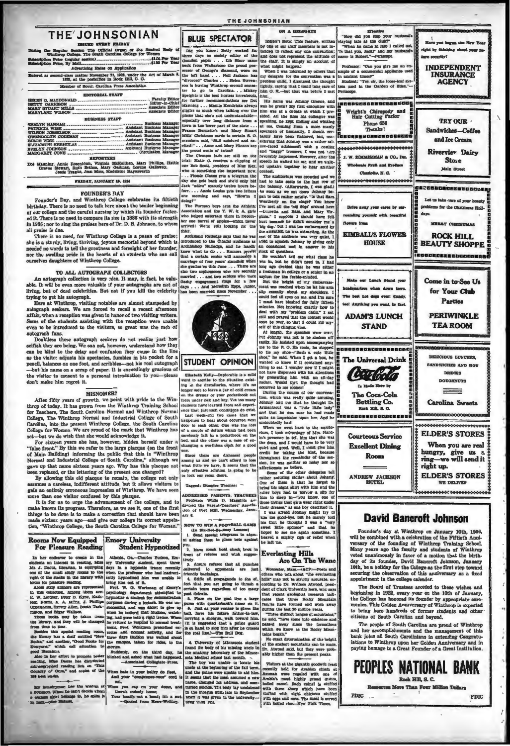# THE JOHNSONIAN

ISSUED EVERY FRIDAY

During the Regular Session The Official Organ of the Student Body of Winthrop College, The South Carolina College for Women

Subscription Price (regular session) .................. $1.00 Per Year
Subscription Price, By Mail .................. $1.50 Per Year

Advertising Rates on Application

Entered as second-class matter November 21, 1923, under the Act of March 3, 1879, at the postoffice in Rock Hill, S. C.

Member of South Carolina Press Association

## EDITORIAL STAFF

HELEN G. MACDONALD .................. Faculty Editor
BETTY CARRISON .................. Editor-in-Chief
MARY STUART MILLS .................. Associate Editor
MARYLAND WILSON .................. Associate Editor

## BUSINESS STAFF

EVALYN HANNAH .................. Business Manager
PATRICIA WISE .................. Assistant Business Manager
WILSON JOSSELSON .................. Assistant Business Manager
GWENDOLYN COLEMAN .................. Assistant Business Manager
BIRGE WISE .................. Assistant Business Manager
ELIZABETH KERHULAS .................. Assistant Business Manager
EVELYN JOHNSON .................. Assistant Business Manager
MARGARET CONE .................. Circulation Manager

## REPORTERS

Dot Manning, Annie Rosenblum, Virginia McKeithen, Mary Phillips, Hattie Greene Stewart, Ruth Bethea, Mary Gallman, Lorena Galloway, Jessie Teague, Jean Moss, Madeleine Haynsworth

FRIDAY, JANUARY 10, 1936

## FOUNDER'S DAY

Founder's Day, and Winthrop College celebrates its fiftieth birthday. There is no need to talk here about the tender beginning of our college and the careful nursing by which its founder fostered it. There is no need to compare its size in 1886 with its strength in 1936; nor to sing the praises here of Dr. D. B. Johnson, to whom all praise is due.

There is no need, for Winthrop College is a paean of praise; she is a sturdy, living, thriving, joyous memorial beyond which is needed no words to tell the greatness and foresight of her founder, nor the swelling pride in the hearts of us students who can call ourselves daughters of Winthrop College.

## TO ALL AUTOGRAPH COLLECTORS

An autograph collection is very nice. It may, in fact, be valuable. It will be even more valuable if your autographs are not of living, but of dead celebrities. But not if you kill the celebrity trying to get his autograph.

Here at Winthrop, visiting notables are almost stampeded by autograph seekers. We are forced to recall a recent afternoon affair, when a reception was given in honor of two visiting writers. Some of the students assisting with the reception were unable even to be introduced to the visitors, so great was the mob of autograph fans.

Doubtless these autograph seekers do not realize just how selfish they are being. We can not, however, understand how they can be blind to the delay and confusion they cause in the line as the visitor adjusts his spectacles, fumbles in his pocket for a pencil, balances on one foot, and scribbles—not his real autograph—but his name on a scrap of paper. It is exceedingly gracious of the visitor to consent to a personal introduction to you—please don't make him regret it.

## MISNOMER?

After fifty years of growth, we point with pride to the Winthrop of today. It has grown from the Winthrop Training School for Teachers, The South Carolina Normal and Winthrop Normal College, The Winthrop Normal and Industrial College of South Carolina, into the present Winthrop College, the South Carolina College for Women. We are proud of the mark that Winthrop has set—but we do wish that she would acknowledge it.

For sixteen years she has, however, hidden herself under a "false front." By this we refer to the large placque (on the front of Main Building) informing the public that this is "Winthrop Normal and Industrial College of South Carolina," although we gave up that name sixteen years ago. Why has this plaque not been replaced, or the lettering of the present one changed?

By allowing this old placque to remain, the college not only assumes a careless, indifferent attitude, but it allows visitors to gain an entirely erroneous impression of Winthrop. We have seen more than one visitor confused by this placque.

It is for us to urge the advancement of the college, and to make known its progress. Therefore, as we see it, one of the first things to be done is to make a correction that should have been made sixteen years ago—and give our college its correct appellation, "Winthrop College, the South Carolina College for Women."

## Rooms Now Equipped For Pleasure Reading

In her endeavor to create in the students an interest in reading, Miss Ida J. Dacus, librarian, is equipping one of the small study rooms to the right of the stacks in the library with books for pleasure reading.

About sixty authors are represented in this collection. Among them are: E. W. Lardner, Peter B. Kyne, Kathleen Norris, A. A. Milne, J. Phillips Oppenheim, Hervey Allen, Booth Tarkington, and Edgar Wallace.

These books may be taken from the library, and they will be changed from time to time.

Besides this special reading room, the library has a shelf entitled "New Books," and another, "Good Books for Everyone," which call attention to good literature.

Also in her effort to promote better reading, Miss Dacus has distributed mimeographed reading lists on "This Country of Ours," and copies of the 100 best books.

My laundryman has the wisdom of a Solomon. When he can't decide whom a certain shirt belongs to, he splits it in half.—Ohio Sireneb.

## Emory University Student Hypnotized

Atlanta, Ga.—Charles Hudson, Emory University student, spent three days in a hypnotic trance recently when the professor who had inadvertently hypnotized him was unable to bring him out of it.

Prof. W. G. Workman of Emory's psychology department attempted to hypnotize a student for demonstration purposes during a lecture. He was unsuccessful, and was about to give up when he noticed that Hudson, watching, had gone into a rigid trance. When he refused to respond to normal treatment, Prof. Workman prescribed exercise and normal activity, and for three days Hudson was walked about the campus, taken for rides, to the movies.

Suddenly, on the third day, he blinked and asked what had happened.—Associated Collegiate Press.

When bats in your belfry do fleet,
And your "composes-vous" cord is cut,
When you rap on your dome, and there's nobody home,
Your head's not a head; it's a nut.
—Quoted from News-Writing.

## BLUE SPECTATOR

Did you know: Betty worked for three days as society editor of the Camden paper . . . Lib Starr came back from Walterboro the proud possessor of George's diamond, worn on the left hand . . . Nell Jackson has "divorced" Charles . . . Helen Stevenson is leaving Winthrop second semester to go to Carolina . . . Mickey Speights is the best hostess hereabouts, for further recommendations see Dot Manning . . . Mamie Kendricks always giggles so much when talking over the phone that she's not understandable—especially over long distance from a town in the lower part of the state . . . Prance Burnette's and Mary Stuart Mills' Christmas cards to certain S. O. members said, "Still subdued and excited!" . . . Anne and Mary Hinson are the proud aunts of twins?

The Clemson lads are still on the trail: Katie G. receives a clipping of one Bob Scott, president of Blue Key, who is something else important now. . . . Flossie Clamp gets a telegram the day she gets back and she'd only hid Jack "adieu" scarcely twelve hours before . . . Annie Louise gets two letters one morning and says, "How'm I doing?"

The Furman boys sent the Athletic Association and the Y. W. C. A. girls who helped entertain them in December one barrel of apples—which never arrived! We're still looking for the thief.

Archibald Rutledge says that he was introduced to the Citadel audience as Archbishop Rutledge, and he hardly knew what to do . . . Rumors persist that a certain senior will announce a marriage of four years' standing when she graduates this June . . . There are also two sophomores who are secretly married . . . and two seniors who wore flashy engagement rings for a few days . . . And Meredith Epps, junior, has been married since November . . .

## STUDENT OPINION

Elizabeth Kelly—Deplorable is a mild word to ascribe to the situation existing in the dormitories, where it's no longer safe to leave a jar of cold cream on the dresser or your pocketbook out from under lock and key. Yet too many students have learned from sad experience that just such conditions do exist.

Last week-end two cases that we happened to hear about occurred next door to each other. One was the loss of a couple of dollars which had been carelessly left in a pocketbook on the bed, and the other was a case of exchanging a worthless check for a good one.

Since there are dishonest people among us and we can't afford to lose what little we have, it seems that the only effective solution is going to be to lock our room doors.

Tagged: Dimples Thomas.

## ADDRESSED PARENTS, TEACHERS

Professor Willis D. Magginis addressed the Parent-Teachers' Association of Fort Mill, Wednesday, January 8.

## HOW TO WIN A FOOTBALL GAME

(In Six-Not-So-Easy Lessons)

1. Send special telegrams to alumni asking them to place bets against you.
2. Have coach hold check book in front of referee and wink suggestively.
3. Assure referee that all punches delivered to opponents are just friendly backslaps.
4. Stifle all propaganda to the effect that you are going to thrash a certain team regardless of too many past defeats.
5. Place on the goal line a large purse with quarterback's name on it.
6. Just as your runner is given the ball, have his future father-in-law, carrying a shotgun, walk toward him. (It is suggested that a police guard is on hand to stop him after he crosses the goal line).—The Bull Dog.

A University of Minnesota student found the body of his missing uncle in the anatomy laboratory of the Minnesota Medical school last month.

The boy was unable to locate his uncle at the beginning of the fall term, and the police were unable to aid him. It seems that the man assumed a new name, changed his address, and committed suicide. The body lay unclaimed in the morgue until late in September when it was given to the university.—Ring Tum Phi.

## ON A DELEGATE

(Editor's Note: This feature, written by one of our staff members is not intended to reflect any one convention; and does not represent the attitude of the staff. It is simply an account of what might happen.)

When I was informed by others that my delegate for the convention was a problem child, I dismissed the thought lightly, saying that I could take care of him O. K.—but that was before I met him.

His name was Johnny Greene, and was he green? My first encounter with him was at a debate at which I presided. All the time his colleague was speaking, he kept smiling and winking at me. Coming from a more manly specimen of humanity, I should certainly have been flattered, but, considering that Johnny was a rather sallow-faced adolescent with a cowlick and "baggy" trousers, I was not very favorably impressed. However, after the speech he waited for me, and we walked upstairs together to hear another contest.

The auditorium was crowded and we had to take seats in the last row of the balcony. (Afterwards, I was glad.) As soon as we sat down Johnny began to talk rather noisily. "Is that Sara Weatherly on the stage? You know I've met all the 'big dogs' around here—Lucretia and Sara and Mary Virginia." I suppose I should have felt hurt because he didn't consider me a 'big dog,' but I was too embarrassed by the attention he was attracting. As the rest of the audience was very quiet, I tried to squelch Johnny by giving only an occasional nod in answer to his stock of questions.

He wouldn't tell me what class he was in, but he didn't need to, I had long ago decided that he was either a freshman in college or a senior in an asylum for the feeble-minded.

But the height of my embarrassment was reached when he let his arm slip casually about my shoulders. I could feel all eyes on me, and I'm sure I must have blushed for fully fifteen minutes. Not knowing exactly how to deal with my "problem child," I sat still and prayed that the contest would soon be over, so that I could rid myself of this clinging vine.

At length, the speeches were over; but Johnny was not to be shaken off easily. He insisted upon accompanying me to the P. O. En route, he stopped to tie my shoe—"Such a cute little shoe," he said. When I got a box, he wanted to know if it contained anything to eat. I wonder now if I might not have dispensed with his attentions by presenting him with an all-day sucker. Would that the thought had occurred to me sooner!

During the course of our conversation, which was really quite amusing, Johnny told me that he thought Dr. Armentrout was a "cute little lady" and that he was sure he had made quite an impression upon her. And he undoubtedly had!

When we went back to the auditorium, I took advantage of Mrs. Hardin's presence to tell him that she was the dean, and I would have to be very quiet and good. Well, I must give him credit for taking the hint, because throughout the remainder of the session, he was neither so noisy nor so affectionate as before.

Some of the other delegates tell rather amusing stories about Johnny. One of them is that he forgot to bring his night shirt with him and the other boys had to borrow a slip for him to sleep in—"you know, one of those things that girls wear right under their dresses," as one boy described it.

I was afraid Johnny might try to kiss me good-bye, but he merely told me that he thought I was a "very sweet little sponsor" and that he hoped to see me again sometime. I heaved a mighty sigh of relief when he left me.

## Everlasting Hills Are On The Wane

Worcester, Mass.—(ACP)—Poets and others who talk about "the everlasting hills" may not be strictly accurate, according to Dr. Wallace Atwood, president of Clark University here, who says that recent geological research indicates that three Rocky Mountain ranges have formed and worn away during the last 50 million years.

"Three distinct ranges of mountains," he said, "have come into existence and passed away since the formations which we know as the Rocky Mountains began."

No exact determination of the height of the ancient mountains can be made, Dr. Atwood said, but they were probably higher than the present peaks.

Visitors at the gigantic goodwill feast recently held for Arabian chiefs at Amman were regaled with one of Arabia's most highly prized dishes, boiled camel. Each camel is stuffed with three sheep which have been stuffed with eight chickens stuffed with eggs and nuts. The meal is served with boiled rice.—New York Times.

## Effective

"How did you stop your husband's staying late at the club?"

"When he came in late I called out, 'Is that you, Jack?' and my husband's name is Robert."—Periscope.

Professor: "Can you give me an example of a commercial appliance used in ancient times?"

Student: "Yes, sir, the loose-leaf system used in the Garden of Eden."—Periscope.

Wright's Chiropody and Hair Cutting Parlor
Phone 686
Thanks!

J. W. ZIMMERMAN & CO., Inc.
Wholesale Fruit and Produce
Charlotte, N. C.

Drive away your cares by surrounding yourself with beautiful flowers from
KIMBALL'S FLOWER HOUSE

Make our Lunch Stand your headquarters when down town.
The best hot dogs ever! Candy, too! Anything you want, in fact.
ADAM'S LUNCH STAND

The Universal Drink
Coca-Cola
Is Made Here by
The Coca-Cola Bottling Co.
Rock Hill, S. C.

Courteous Service
Excellent Dining Room
ANDREW JACKSON HOTEL

Have you begun the New Year right by thinking about your future security?
INDEPENDENT INSURANCE AGENCY

TRY OUR Sandwiches—Coffee and Ice Cream
Riverview Dairy Store
Main Street

Let us take care of your beauty problems for the Christmas Holidays.
MERRY CHRISTMAS
ROCK HILL BEAUTY SHOPPE

Come in to See Us for Your Club Parties
PERIWINKLE TEA ROOM

DELICIOUS LUNCHES, SANDWICHES AND HOT DRINKS
DOUGHNUTS
Carolina Sweets

ELDER'S STORES
When you are real hungry, give us a ring—we will send it right up.
ELDER'S STORES
WE DELIVER

## David Bancroft Johnson

Founder's day at Winthrop on January 10th, 1936, will be combined with a celebration of the Fiftieth Anniversary of the founding of Winthrop Training School. Many years ago the faculty and students of Winthrop voted unanimously in favor of a motion that the birthday of its founder, David Bancroft Johnson, January 10th, be a holiday for the College as the first step toward securing the observation of this anniversary as a fixed appointment in the college calendar.

The Board of Trustees acceded to these wishes and beginning in 1922, every year on the 10th of January, the College has honored its founder by appropriate ceremonies. This Golden Anniversary of Winthrop is expected to bring here hundreds of former students and other citizens of South Carolina and beyond.

The people of South Carolina are proud of Winthrop and her accomplishments and the management of this bank joins all South Carolinians in extending Congratulations to Winthrop upon her Golden Anniversary and in paying homage to a Great Founder of a Great Institution.

PEOPLES NATIONAL BANK
Rock Hill, S. C.
Resources More Than Four Million Dollars
FDIC FDIC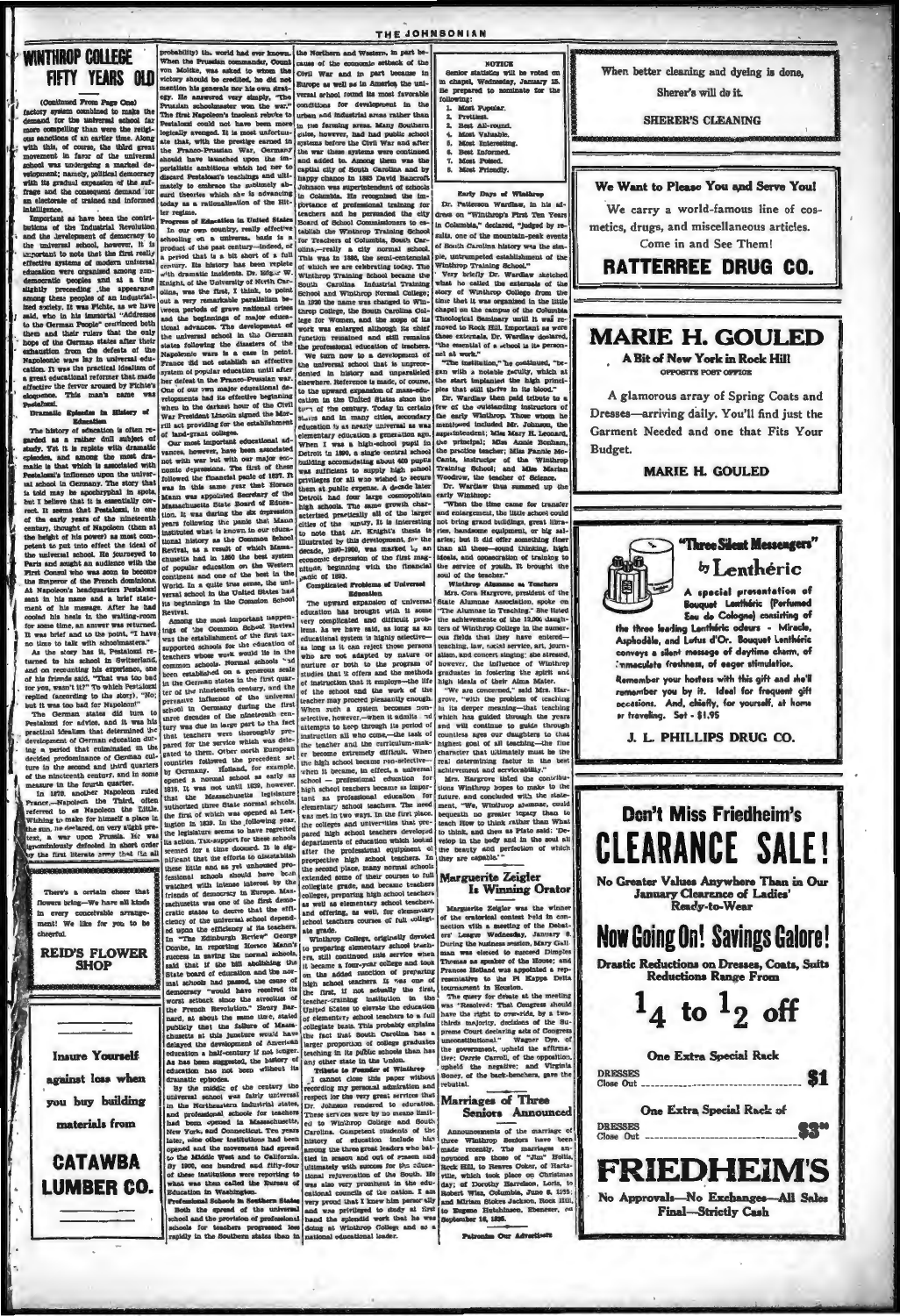# WINTHROP COLLEGE FIFTY YEARS OLD

(Continued From Page One)

factory system combined to make the demand for the universal school far more compelling than were the religious sanctions of an earlier time. Along with this, of course, the third great movement in favor of the universal school was undergoing a marked development; namely, political democracy with its gradual expansion of the suffrage and the consequent demand for an electorate of trained and informed intelligence.

Important as have been the contributions of the Industrial Revolution and the development of democracy to the universal school, however, it is important to note that the first really effective systems of modern universal education were organized among non-democratic peoples and at a time slightly preceding the appearance among these peoples of an industrialized society. It was Fichte, as we have said, who in his immortal "Addresses to the German People" convinced both them and their rulers that the only hope of the German states after their exhaustion from the defeats of the Napoleonic wars lay in universal education. It was the practical idealism of a great educational reformer that made effective the fervor aroused by Fichte's eloquence. This man's name was Pestalozzi.

## Dramatic Episodes in History of Education

The history of education is often regarded as a rather dull subject of study. Yet it is replete with dramatic episodes, and among the most dramatic is that which is associated with Pestalozzi's influence upon the universal school in Germany. The story that is told may be apocryphal in spots, but I believe that it is essentially correct. It seems that Pestalozzi, in one of the early years of the nineteenth century, thought of Napoleon (then at the height of his power) as most competent to put into effect the ideal of the universal school. He journeyed to Paris and sought an audience with the First Consul who was soon to become the Emperor of the French dominions. At Napoleon's headquarters Pestalozzi sent in his name and a brief statement of his message. After he had cooled his heels in the waiting-room for some time, an answer was returned. It was brief and to the point. "I have no time to talk with schoolmasters."

As the story has it, Pestalozzi returned to his school in Switzerland, and on recounting his experience, one of his friends said, "That was too bad for you, wasn't it?" To which Pestalozzi replied (according to the story), "No; but it was too bad for Napoleon!"

The German states did turn to Pestalozzi for advice, and it was his practical idealism that determined the development of German education during a period that culminated in the decided predominance of German culture in the second and third quarters of the nineteenth century, and in some measure in the fourth quarter.

In 1870, another Napoleon ruled France,—Napoleon the Third, often referred to as Napoleon the Little. Wishing to make for himself a place in the sun, he declared, on very slight pretext, a war upon Prussia. He was ignominiously defeated in short order by the first literate army that the all probability the world had ever known. When the Prussian commander, Count von Moltke, was asked to whom the victory should be credited, he did not mention his generals nor his own strategy. He answered very simply, "The Prussian schoolmaster won the war." The first Napoleon's insolent rebuke to Pestalozzi could not have been more logically avenged. It was also unfortunate that, with the prestige earned in the Franco-Prussian War, Germany should have launched upon the imperialistic ambitions which led her to discard Pestalozzi's teachings and ultimately to embrace the sublimely absurd theories which she is advancing today as a rationalization of the Hitler regime.

## Progress of Education in United States

In our own country, really effective schooling on a universal basis is a product of the past century—indeed, of a period that is a bit short of a full century. Its history has been replete with dramatic incidents. Dr. Edgar W. Knight, of the University of North Carolina, was the first, I think, to point out a very remarkable parallelism between periods of grave national crises and the beginnings of major educational advances. The development of the universal school in the German states following the disasters of the Napoleonic wars is a case in point. France did not establish an effective system of popular education until after her defeat in the Franco-Prussian war. One of our own major educational developments had its effective beginning when in the darkest hour of the Civil War President Lincoln signed the Morrill act providing for the establishment of land-grant colleges.

Our most important educational advances, however, have been associated not with war but with our major economic depressions. The first of these followed the financial panic of 1837. It was in this same year that Horace Mann was appointed Secretary of the Massachusetts State Board of Education. It was during the six depression years following the panic that Mann instituted what is known in our educational history as the Common School Revival, as a result of which Massachusetts had in 1850 the best system of popular education on the Western continent and one of the best in the world. In a quite true sense, the universal school in the United States had its beginnings in the Common School Revival.

Among the most important happenings of the Common School Revival was the establishment of the first tax-supported schools for the education of teachers whose work would lie in the common schools. Normal schools had been established on a generous scale in the German states in the first quarter of the nineteenth century, and the pervasive influence of the universal school in Germany during the first three decades of the nineteenth century was due in large part to the fact that teachers were thoroughly prepared for the service which was delegated to them. Other north European countries followed the precedent set by Germany. Holland, for example, opened a normal school as early as 1816. It was not until 1839, however, that the Massachusetts legislature authorized three State normal schools, the first of which was opened at Lexington in 1839. In the following year, the legislature seems to have regretted its action. Tax-support for these schools seemed for a time doomed. It is significant that the efforts to disestablish these little and as yet unhoused professional schools should have been watched with intense interest by the friends of democracy in Europe. Massachusetts was one of the first democratic states to decree that the efficiency of the universal school depended upon the efficiency of its teachers. In "The Edinburgh Review" George Combe, in reporting Horace Mann's success in saving the normal schools, said that if the bill abolishing the State board of education and the normal schools had passed, the cause of democracy "would have received its worst setback since the atrocities of the French Revolution." Henry Barnard, at about the same time, stated publicly that the failure of Massachusetts at this juncture would have delayed the development of American education a half-century if not longer. As has been suggested, the history of education has not been without its dramatic episodes.

By the middle of the century the universal school was fairly universal in the Northeastern industrial states, and professional schools for teachers had been opened in Massachusetts, New York, and Connecticut. Ten years later, nine other institutions had been opened and the movement had spread to the Middle West and to California. By 1900, one hundred and fifty-four of these institutions were reporting to what was then called the Bureau of Education in Washington.

## Professional Schools in Southern States

Both the spread of the universal school and the provision of professional schools for teachers progressed less rapidly in the Southern states than in the Northern and Western, in part because of the economic setback of the Civil War and in part because in Europe as well as in America the universal school found its most favorable conditions for development in the urban and industrial areas rather than in the farming areas. Many Southern cities, however, had had public school systems before the Civil War and after the war these systems were continued and added to. Among them was the capital city of South Carolina and by happy chance in 1883 David Bancroft Johnson was superintendent of schools in Columbia. He recognized the importance of professional training for teachers and he persuaded the city Board of School Commissioners to establish the Winthrop Training School for Teachers of Columbia, South Carolina,—really a city normal school. This was in 1886, the semi-centennial of which we are celebrating today. The Winthrop Training School became the South Carolina Industrial Training School and Winthrop Normal College; in 1920 the name was changed to Winthrop College, the South Carolina College for Women, and the scope of its work was enlarged although its chief function remained and still remains the professional education of teachers.

We turn now to a development of the universal school that is unprecedented in history and unparalleled elsewhere. Reference is made, of course, to the upward expansion of mass-education in the United States since the turn of the century. Today in certain states and in many cities, secondary education is as nearly universal as was elementary education a generation ago. When I was a high-school pupil in Detroit in 1890, a single central school building accommodating about 400 pupils was sufficient to supply high school privileges for all who wished to secure them at public expense. A decade later Detroit had four large cosmopolitan high schools. The same growth characterized practically all of the larger cities of the country. It is interesting to note that Dr. Knight's thesis is illustrated by this development, for the decade, 1890-1900, was marked by an economic depression of the first magnitude, beginning with the financial panic of 1893.

## Complicated Problems of Universal Education

The upward expansion of universal education has brought with it some very complicated and difficult problems. As we have said, as long as an educational system is highly selective—that is, as long as it can reject those persons who are not adapted by nature or nurture or both to the program of studies that it offers and the methods of instruction that it employs—the life of the school and the work of the teacher may proceed pleasantly enough. When such a system becomes non-selective, however,—when it admits and attempts to keep through its period of instruction all who come,—the task of the teacher and the curriculum-maker become extremely difficult. When the high school became non-selective—when it became, in effect, a universal school — professional education for high school teachers became as important as professional education for elementary school teachers. The need was met in two ways. In the first place, the colleges and universities that prepared high school teachers developed departments of education which looked after the professional equipment of prospective high school teachers. In the second place, many normal schools extended some of their courses to full collegiate grade, and became teachers colleges, preparing high school teachers as well as elementary school teachers, and offering, as well, for elementary school teachers courses of full collegiate grade.

Winthrop College, originally devoted to preparing elementary school teachers, still continued this service when it became a four-year college and took on the added function of preparing high school teachers. It was one of the first, if not actually the first, teacher-training institution in the United States to elevate the education of elementary school teachers to full collegiate basis. This probably explains the fact that South Carolina has a larger proportion of college graduates teaching in its public schools than has any other state in the Union.

## Tribute to Founder of Winthrop

I cannot close this paper without recording my personal admiration and respect for the very great services that Dr. Johnson rendered to education. These services were by no means limited to Winthrop College and South Carolina. Competent students of the history of education include him among the three great leaders who battled in season and out of season and ultimately with success for the educational rejuvenation of the South. He was also very prominent in the educational councils of the nation. I am very proud that I knew him personally and was privileged to study at first hand the splendid work that he was doing at Winthrop College and as a national educational leader.

---

There's a certain cheer that flowers bring—We have all kinds in every conceivable arrangement! We like for you to be cheerful.

**REID'S FLOWER SHOP**

---

**Insure Yourself against loss when you buy building materials from**

**CATAWBA LUMBER CO.**

---

**NOTICE**

Senior statistics will be voted on in chapel, Wednesday, January 15. Be prepared to nominate for the following:

1. Most Popular.
2. Prettiest.
3. Best All-round.
4. Most Valuable.
5. Most Interesting.
6. Best Informed.
7. Most Poised.
8. Most Friendly.

---

## Early Days of Winthrop

Dr. Patterson Wardlaw, in his address on "Winthrop's First Ten Years in Columbia," declared, "Judged by results, one of the mountain-peak events of South Carolina history was the simple, untrumpeted establishment of the Winthrop Training School."

Very briefly Dr. Wardlaw sketched what he called the externals of the story of Winthrop College from the time that it was organized in the little chapel on the campus of the Columbia Theological Seminary until it was removed to Rock Hill. Important as were these externals, Dr. Wardlaw declared, "the essential of a school is its personnel at work."

"The institution," he continued, "began with a notable faculty, which at the start implanted the high principles that still thrive in its blood."

Dr. Wardlaw then paid tribute to a few of the outstanding instructors of the early Winthrop. Those whom he mentioned included Mr. Johnson, the superintendent; Miss Mary H. Leonard, the principal; Miss Annie Bonham, the practice teacher; Miss Fannie McCants, instructor of the Winthrop Training School; and Miss Marian Woodrow, the teacher of Science.

Dr. Wardlaw thus summed up the early Winthrop:

"When the time came for transfer and enlargement, the little school could not bring grand buildings, great libraries, handsome equipment, or big salaries; but it did offer something finer than all these—sound thinking, high ideals, and consecration of training to the service of youth. It brought the soul of the teacher."

## Winthrop Alumnae as Teachers

Mrs. Cora Hargrove, president of the State Alumnae Association, spoke on "The Alumnae in Teaching." She traced the achievements of the 12,000 daughters of Winthrop College in the numerous fields that they have entered—teaching, law, social service, art, journalism, and concert singing; she stressed, however, the influence of Winthrop graduates in fostering the spirit and high ideals of their Alma Mater.

"We are concerned," said Mrs. Hargrove, "with the problem of teaching in its deeper meaning—that teaching which has guided through the years and will continue to guide through countless ages our daughters to that highest goal of all teaching—the fine character that ultimately must be the real determining factor in the best achievement and serviceability."

Mrs. Hargrove listed the contributions Winthrop hopes to make to the future, and concluded with the statement, "We, Winthrop alumnae, could bequeath no greater legacy than to teach How to think rather than What to think, and dare as Plato said: 'Develop in the body and in the soul all the beauty and perfection of which they are capable.'"

## Marguerite Zeigler Is Winning Orator

Marguerite Zeigler was the winner of the oratorical contest held in connection with a meeting of the Debaters' League Wednesday, January 8. During the business session, Mary Gallman was elected to succeed Dimples Thomas as speaker of the House; and Frances Holland was appointed a representative to the Kappa Delta tournament in Houston.

The query for debate at the meeting was "Resolved: That Congress should have the right to over-ride, by a two-thirds majority, decisions of the Supreme Court declaring acts of Congress unconstitutional." Wagner Dye, of the government, upheld the affirmative; Carrie Carroll, of the opposition, upheld the negative; and Virginia Boney, of the back-benchers, gave the rebuttal.

## Marriages of Three Seniors Announced

Announcements of the marriage of three Winthrop Seniors have been made recently. The marriages announced are those of "Jim" Hollis, Rock Hill, to Reeves Coker, of Hartsville, which took place on Christmas day; of Dorothy Harrelson, Loris, to Robert Wise, Columbia, June 8, 1935; and Miriam Stokes Jackson, Rock Hill, to Eugene Hutchinson, Ebenezer, on September 16, 1935.

**Patronize Our Advertisers**

---

When better cleaning and dyeing is done, Sherer's will do it.

**SHERER'S CLEANING**

---

**We Want to Please You and Serve You!**

We carry a world-famous line of cosmetics, drugs, and miscellaneous articles. Come in and See Them!

**RATTERREE DRUG CO.**

---

**MARIE H. GOULED**

**A Bit of New York in Rock Hill**

OPPOSITE POST OFFICE

A glamorous array of Spring Coats and Dresses—arriving daily. You'll find just the Garment Needed and one that Fits Your Budget.

**MARIE H. GOULED**

---

**"Three Silent Messengers" by Lenthéric**

A special presentation of Bouquet Lenthéric (Perfumed Eau de Cologne) consisting of the three leading Lenthéric odeurs - Miracle, Asphodèle, and Lotus d'Or. Bouquet Lenthéric conveys a silent message of daytime charm, of immaculate freshness, of eager stimulation.

Remember your hostess with this gift and she'll remember you by it. Ideal for frequent gift occasions. And, chiefly, for yourself, at home or traveling. Set - $1.95

**J. L. PHILLIPS DRUG CO.**

---

**Don't Miss Friedheim's CLEARANCE SALE!**

No Greater Values Anywhere Than in Our January Clearance of Ladies' Ready-to-Wear

**Now Going On! Savings Galore!**

Drastic Reductions on Dresses, Coats, Suits. Reductions Range From

**1/4 to 1/2 off**

One Extra Special Rack

DRESSES Close Out ........ **$1**

One Extra Special Rack of

DRESSES Close Out ........ **$3.00**

**FRIEDHEIM'S**

No Approvals—No Exchanges—All Sales Final—Strictly Cash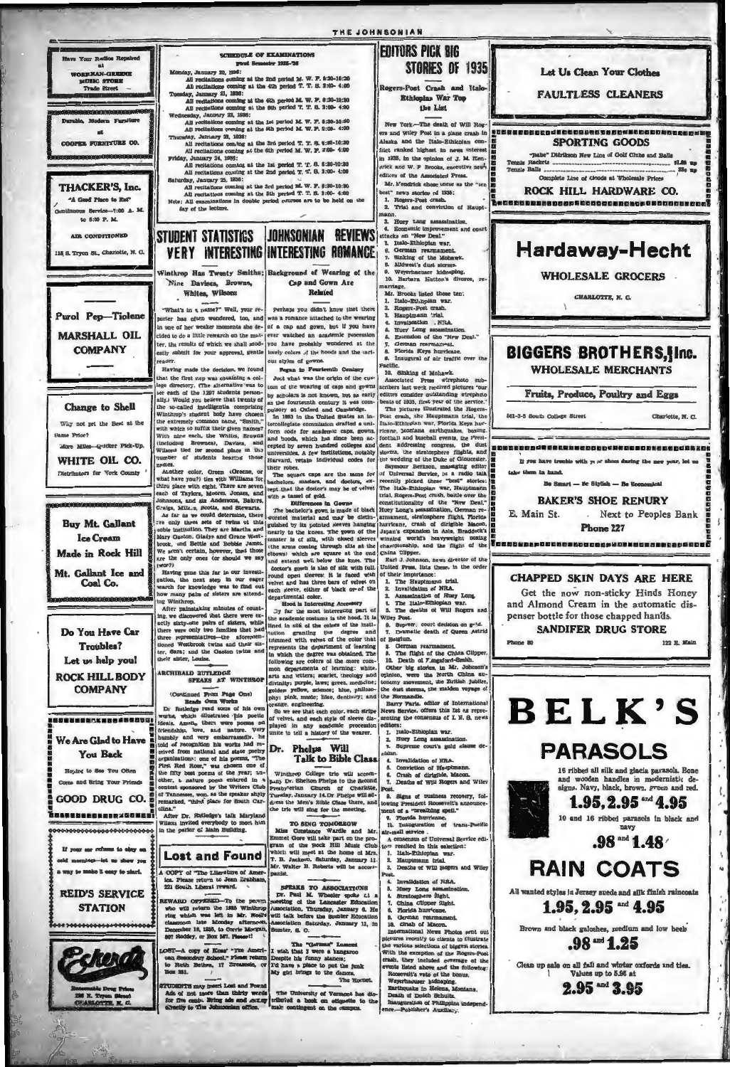Have Your Radios Repaired at WORKMAN-GREENE MUSIC STORE Trade Street

Durable, Modern Furniture at COOPER FURNITURE CO.

## THACKER'S, Inc.

"A Good Place to Eat"

Continuous Service—7:00 A. M. to 8:30 P. M.

AIR CONDITIONED

118 S. Tryon St., Charlotte, N. C.

Purol Pep—Tiolene

## MARSHALL OIL COMPANY

## Change to Shell

Why not get the Best at the Same Price?

More Miles—Quicker Pick-Up.

## WHITE OIL CO.

Distributors for York County

Buy Mt. Gallant Ice Cream Made in Rock Hill

Mt. Gallant Ice and Coal Co.

Do You Have Car Troubles?

Let us help you!

## ROCK HILL BODY COMPANY

We Are Glad to Have You Back

Hoping to See You Often

Come and Bring Your Friends

GOOD DRUG CO.

If your car refuses to stay on cold mornings—let us show you a way to make it easy to start.

REID'S SERVICE STATION

Eckerd's

Reasonable Drug Prices

208 N. Tryon Street

CHARLOTTE, N. C.

## SCHEDULE OF EXAMINATIONS

First Semester 1935-'36

Monday, January 20, 1936:
All recitations coming at the 2nd period M. W. F. 8:30-10:30
All recitations coming at the 4th period T. T. S. 2:00- 4:00

Tuesday, January 21, 1936:
All recitations coming at the 4th period M. W. F. 8:30-10:30
All recitations coming at the 6th period T. T. S. 2:00- 4:00

Wednesday, January 22, 1936:
All recitations coming at the 1st period M. W. F. 8:30-10:30
All recitations coming at the 5th period M. W. F. 2:00- 4:00

Thursday, January 23, 1936:
All recitations coming at the 3rd period T. T. S. 8:30-10:30
All recitations coming at the 6th period M. W. F. 2:00- 4:00

Friday, January 24, 1936:
All recitations coming at the 1st period T. T. S. 8:30-10:30
All recitations coming at the 2nd period T. T. S. 2:00- 4:00

Saturday, January 25, 1936:
All recitations coming at the 3rd period M. W. F. 8:30-10:30
All recitations coming at the 5th period T. T. S. 2:00- 4:00

Note: All examinations in double period courses are to be held on the day of the lecture.

## STUDENT STATISTICS VERY INTERESTING

### Winthrop Has Twenty Smiths; Nine Davises, Browns, Whites, Wilsons

"What's in a name?" Well, your reporter has often wondered, too, and in one of her weaker moments she decided to do a little research on the matter, the results of which we shall modestly submit for your approval, gentle reader.

Having made the decision, we found that the first step was obtaining a college directory. (The alternative was to see each of the 1297 students personally.) Would you believe that twenty of the so-called intelligentia comprising Winthrop's student body have chosen the extremely common name, "Smith," with which to suffix their given names? With nine each, the Whites, Browns (including Brownes), Davises, and Wilsons tied for second place in the number of students bearing those names.

Another color, Green (Greene, or what have you?) ties with Williams for third place with eight. There are seven each of Taylors, Moores, Joneses, and Johnsons, and six Andersons, Bakers, Craigs, Millers, Scotts, and Stewarts.

As far as we could determine, there are only three sets of twins at this noble institution. They are Martha and Mary Gaston, Gladys and Grace Westbrook, and Bettie and Bobbie James. We aren't certain, however, that these are the only ones (or should we say twos?)

Having gone this far in our investigation, the next step in our eager search for knowledge was to find out how many pairs of sisters are attending Winthrop.

After painstaking minutes of counting, we discovered that there were exactly sixty-one pairs of sisters, while there were only two families that had three representatives—the aforementioned Westbrook twins and their sister, Sara; and the Gaston twins and their sister, Louise.

## ARCHIBALD RUTLEDGE SPEAKS AT WINTHROP

(Continued From Page One)

### Reads Own Works

Dr. Rutledge read some of his own works, which illustrated his poetic ideals. Among them were poems on friendship, love, and nature. Very humbly and very embarrassedly, he told of recognition his works had received from national and state poetry organizations: one of his poems, "The First Red Rose," was chosen one of the fifty best poems of the year; another, a nature poem entered in a contest sponsored by the Writers Club of Tennessee, won, as the speaker shyly remarked, "third place for South Carolina."

After Dr. Rutledge's talk Maryland Wilson invited everybody to meet him in the parlor of Main Building.

## Lost and Found

A COPY of "The Literature of America." Please return to Jean Grabham, 221 South. Liberal reward.

REWARD OFFERED—To the person who will return the 1935 Winthrop ring which was left in Mr. Woolf's classroom late Monday afternoon, December 16, 1935, to Corrie Morgan, 807 Roddey, or Box 587. Please!!

LOST—A copy of Koos' "The American Secondary School." Please return to Ruth Bathea, 17 Breazeale, or Box 281.

STUDENTS may insert Lost and Found Ads of not more than thirty words for five cents. Bring ads and money directly to The Johnsonian office.

## JOHNSONIAN REVIEWS INTERESTING ROMANCE

### Background of Wearing of the Cap and Gown Are Related

Perhaps you didn't know that there was a romance attached to the wearing of a cap and gown, but if you have ever watched an academic procession you have probably wondered at the lovely colors of the hoods and the various styles of gowns.

### Began In Fourteenth Century

Just what was the origin of the custom of the wearing of caps and gowns by scholars is not known, but as early as the fourteenth century it was compulsory at Oxford and Cambridge.

In 1893 in the United States an intercollegiate commission drafted a uniform code for academic caps, gowns, and hoods, which has since been accepted by seven hundred colleges and universities. A few institutions, notably Harvard, retain individual codes for their robes.

The square caps are the same for bachelors, masters, and doctors, except that the doctor's may be of velvet with a tassel of gold.

### Differences in Gowns

The bachelor's gown is made of black worsted material and may be distinguished by its pointed sleeves hanging nearly to the knees. The gown of the master is of silk, with closed sleeves (the arms coming through slits at the elbows) which are square at the end and extend well below the knee. The doctor's gown is also of silk with full round open sleeves; it is faced with velvet and has three bars of velvet on each sleeve, either of black or of the departmental color.

### Hood is Interesting Accessory

By far the most interesting part of the academic costume is the hood. It is lined in silk of the colors of the institution granting the degree and trimmed with velvet of the color that represents the department of learning in which the degree was obtained. The following are colors of the more common departments of learning: white, arts and letters; scarlet, theology and divinity; purple, laws; green, medicine; golden yellow, science; blue, philosophy; pink, music; lilac, dentistry; and orange, engineering.

So we see that each color, each stripe of velvet, and each style of sleeve displayed in any academic procession unite to tell a history of the wearer.

## Dr. Phelps Will Talk to Bible Class

Winthrop College trio will accompany Dr. Shelton Phelps to the Second Presbyterian Church of Charlotte, Tuesday, January 14. Dr. Phelps will address the Men's Bible Class there, and the trio will sing for the meeting.

### TO SING TOMORROW

Miss Constance Wardle and Mr. Ernest Gore will take part on the program of the Rock Hill Music Club which will meet at the home of Mrs. T. B. Jackson, Saturday, January 11. Mr. Walter B. Roberts will be accompanist.

### SPEAKS TO ASSOCIATIONS

Dr. Paul M. Wheeler spoke at a meeting of the Lancaster Education Association, Thursday, January 9. He will talk before the Sumter Education Association Saturday, January 11, in Sumter, S. C.

### The "Gorman" Lament

I wish that I were a kangaroo
Despite his funny stances;
I'd have a place to put the junk
My girl brings to the dances.

—The Hornet.

The University of Vermont has distributed a book on etiquette to the male contingent on the campus.

## EDITORS PICK BIG STORIES OF 1935

### Rogers-Post Crash and Italo-Ethiopian War Top the List

New York—The death of Will Rogers and Wiley Post in a plane crash in Alaska and the Italo-Ethiopian conflict ranked highest in news interest in 1935, in the opinion of J. M. Kendrick and W. F. Brooks, executive news editors of the Associated Press.

Mr. Kendrick chose these as the "ten best" news stories of 1935:

1. Rogers-Post crash.
2. Trial and conviction of Hauptmann.
3. Huey Long assassination.
4. Economic improvement and court attacks on "New Deal."
5. Italo-Ethiopian war.
6. German rearmament.
7. Sinking of the Mohawk.
8. Midwest's dust storms.
9. Weyerhaeuser kidnaping.
10. Barbara Hutton's divorce, remarriage.

Mr. Brooks listed these ten:

1. Italo-Ethiopian war.
2. Rogers-Post crash.
3. Hauptmann trial.
4. Invalidation of NRA.
5. Huey Long assassination.
6. Extension of the "New Deal."
7. German rearmament.
8. Florida Keys hurricane.
9. Inaugural of air traffic over the Pacific.
10. Sinking of Mohawk.

Associated Press wirephoto subscribers last week received pictures "our editors consider outstanding wirephoto beats of 1935, first year of the service."

The pictures illustrated the Rogers-Post crash, the Hauptmann trial, the Italo-Ethiopian war, Florida Keys hurricane, Montana earthquakes, boxing, football and baseball events, the President addressing congress, the dust storms, the stratosphere flights, and the wedding of the Duke of Gloucester.

Seymour Berkson, managing editor of Universal Service, in a radio talk recently picked these "best" stories: The Italo-Ethiopian war, Hauptmann trial, Rogers-Post crash, battle over the constitutionality of the "New Deal," Huey Long's assassination, German rearmament, stratosphere flight, Florida hurricane, crash of dirigible Macon, Japan's expansion in Asia, Braddock's winning world's heavyweight boxing championship, and the flight of the China Clipper.

Earl J. Johnson, news director of the United Press, lists these, in the order of their importance:

1. The Hauptmann trial.
2. Invalidation of NRA.
3. Assassination of Huey Long.
4. The Italo-Ethiopian war.
5. The deaths of Will Rogers and Wiley Post.
6. Supreme court decision on gold.
7. Dramatic death of Queen Astrid of Belgium.
8. German rearmament.
9. The flight of the China Clipper.
10. Death of Kingsford-Smith.

Other big stories, in Mr. Johnson's opinion, were the North China autonomy movement, the British Jubilee, the dust storms, the maiden voyage of the Normandie.

Barry Faris, editor of International News Service, offers this list as representing the consensus of I. N. S. news editors:

1. Italo-Ethiopian war.
2. Huey Long assassination.
3. Supreme court's gold clause decision.
4. Invalidation of NRA.
5. Conviction of Hauptmann.
6. Crash of dirigible, Macon.
7. Deaths of Will Rogers and Wiley Post.
8. Signs of business recovery, following President Roosevelt's announcement of a "breathing spell."
9. Florida hurricane.
10. Inauguration of trans-Pacific air-mail service.

A consensus of Universal Service editors resulted in this selection:

1. Italo-Ethiopian war.
2. Hauptmann trial.
3. Deaths of Will Rogers and Wiley Post.
4. Invalidation of NRA.
5. Huey Long assassination.
6. Stratosphere flight.
7. China Clipper flight.
8. Florida hurricane.
9. German rearmament.
10. Crash of Macon.

International News Photos sent out pictures recently to clients to illustrate the various selections of biggest stories. With the exception of the Rogers-Post crash, they included coverage of the events listed above and the following: Roosevelt's veto of the bonus, Weyerhaeuser kidnaping, Earthquake in Helena, Montana, Death of Dutch Schultz, Inauguration of Philippine independence.—Publisher's Auxiliary.

Let Us Clean Your Clothes

## FAULTLESS CLEANERS

## SPORTING GOODS

"Babe" Didrikson New Line of Golf Clubs and Balls

Tennis Rackets ............ $1.00 up
Tennis Balls ............ 25c up

Complete Line of Goods at Wholesale Prices

## ROCK HILL HARDWARE CO.

# Hardaway-Hecht

WHOLESALE GROCERS

CHARLOTTE, N. C.

# BIGGERS BROTHERS, Inc.

WHOLESALE MERCHANTS

Fruits, Produce, Poultry and Eggs

501-3-5 South College Street Charlotte, N. C.

If you have trouble with your shoes during the new year, let us take them in hand.

Be Smart — Be Stylish — Be Economical

## BAKER'S SHOE RENURY

E. Main St. Next to Peoples Bank

Phone 227

## CHAPPED SKIN DAYS ARE HERE

Get the now non-sticky Hinds Honey and Almond Cream in the automatic dispenser bottle for those chapped hands.

SANDIFER DRUG STORE

Phone 60 122 E. Main

# BELK'S

## PARASOLS

16 ribbed all silk and glacia parasols. Bone and wooden handles in modernistic designs. Navy, black, brown, green and red.

**1.95, 2.95 and 4.95**

10 and 16 ribbed parasols in black and navy

**.98 and 1.48**

## RAIN COATS

All wanted styles in Jersey suede and silk finish raincoats

**1.95, 2.95 and 4.95**

Brown and black galoshes, medium and low heels

**.98 and 1.25**

Clean up sale on all fall and winter oxfords and ties. Values up to 5.95 at

**2.95 and 3.95**